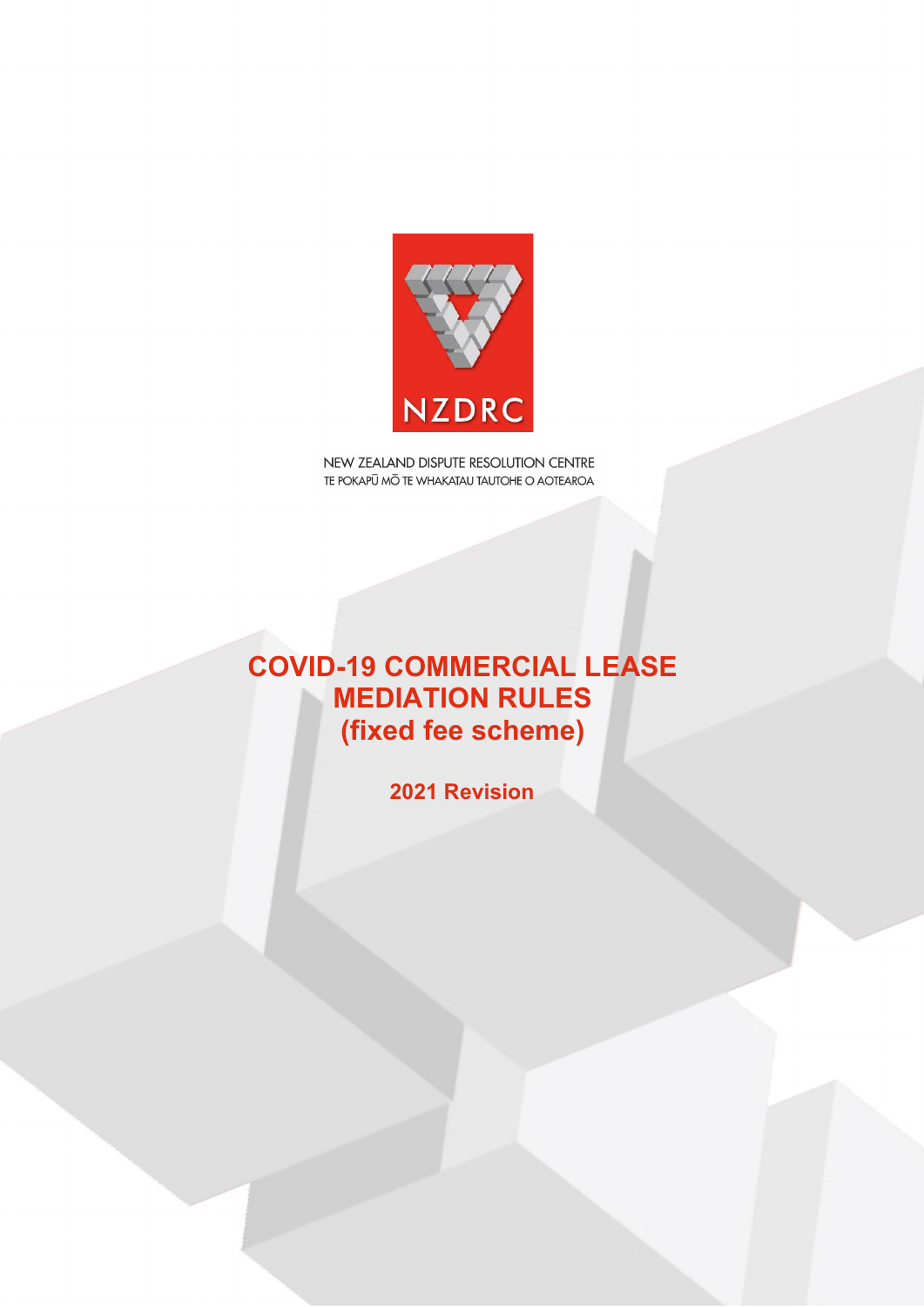NZDRC

NEW ZEALAND DISPUTE RESOLUTION CENTRE
TE POKAPŪ MŌ TE WHAKATAU TAUTOHE O AOTEAROA

# COVID-19 COMMERCIAL LEASE MEDIATION RULES (fixed fee scheme)

**2021 Revision**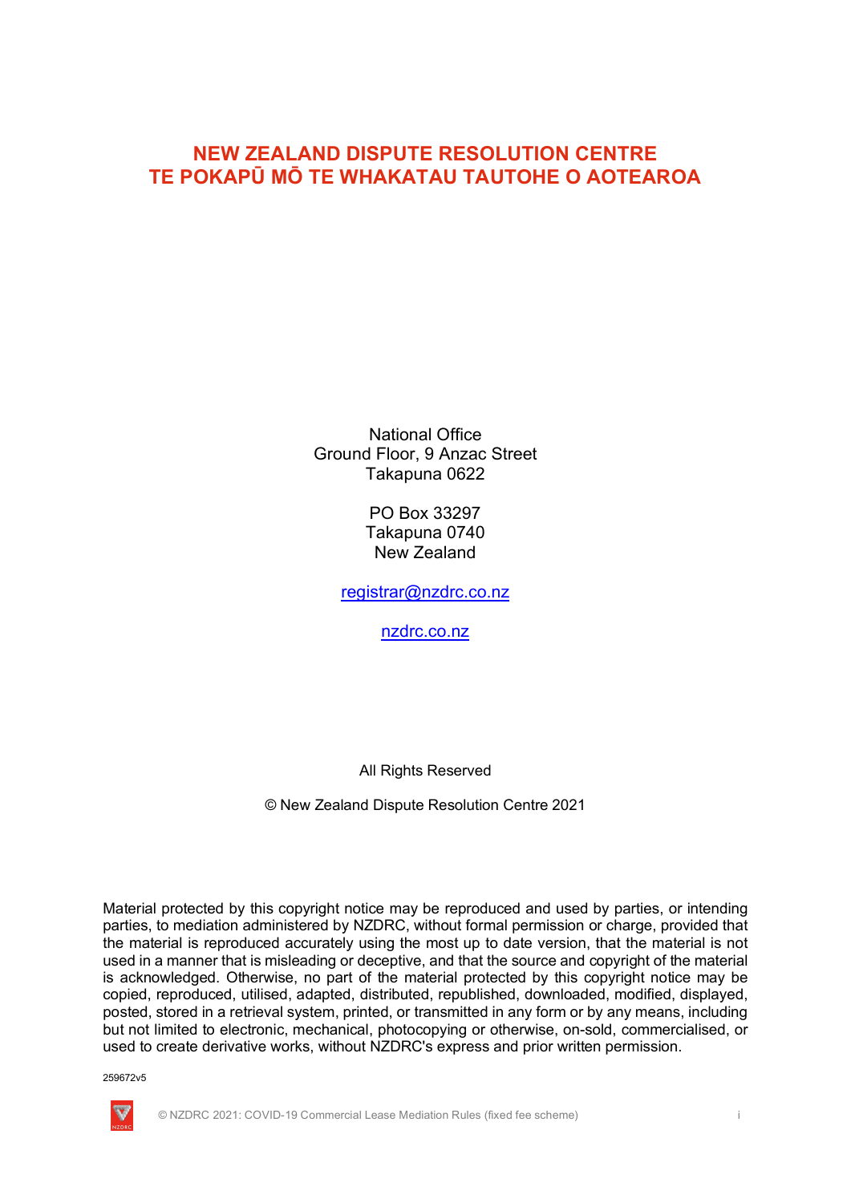# NEW ZEALAND DISPUTE RESOLUTION CENTRE
# TE POKAPŪ MŌ TE WHAKATAU TAUTOHE O AOTEAROA

National Office
Ground Floor, 9 Anzac Street
Takapuna 0622

PO Box 33297
Takapuna 0740
New Zealand

registrar@nzdrc.co.nz

nzdrc.co.nz

All Rights Reserved

© New Zealand Dispute Resolution Centre 2021

Material protected by this copyright notice may be reproduced and used by parties, or intending parties, to mediation administered by NZDRC, without formal permission or charge, provided that the material is reproduced accurately using the most up to date version, that the material is not used in a manner that is misleading or deceptive, and that the source and copyright of the material is acknowledged. Otherwise, no part of the material protected by this copyright notice may be copied, reproduced, utilised, adapted, distributed, republished, downloaded, modified, displayed, posted, stored in a retrieval system, printed, or transmitted in any form or by any means, including but not limited to electronic, mechanical, photocopying or otherwise, on-sold, commercialised, or used to create derivative works, without NZDRC's express and prior written permission.

259672v5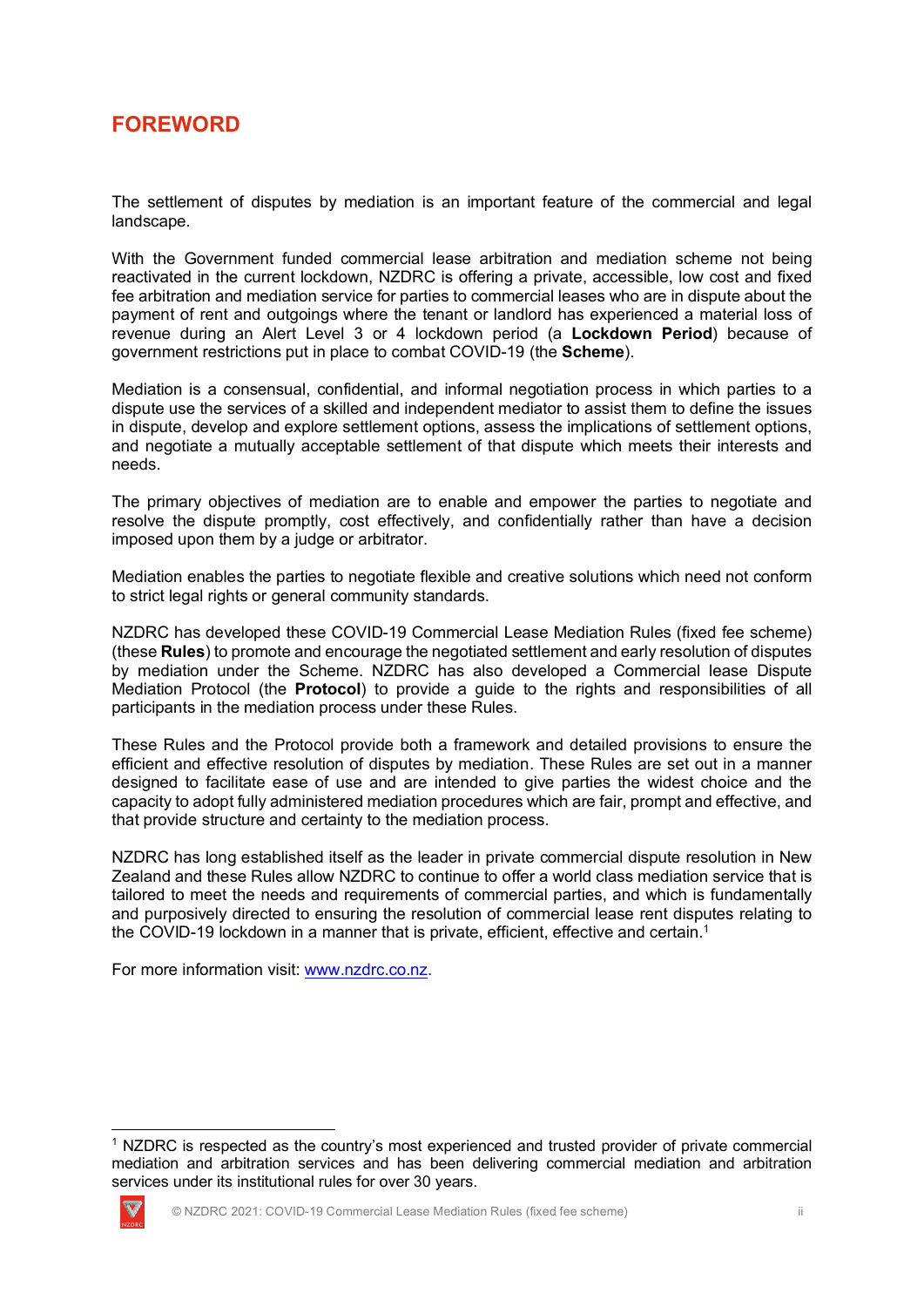# FOREWORD

The settlement of disputes by mediation is an important feature of the commercial and legal landscape.

With the Government funded commercial lease arbitration and mediation scheme not being reactivated in the current lockdown, NZDRC is offering a private, accessible, low cost and fixed fee arbitration and mediation service for parties to commercial leases who are in dispute about the payment of rent and outgoings where the tenant or landlord has experienced a material loss of revenue during an Alert Level 3 or 4 lockdown period (a **Lockdown Period**) because of government restrictions put in place to combat COVID-19 (the **Scheme**).

Mediation is a consensual, confidential, and informal negotiation process in which parties to a dispute use the services of a skilled and independent mediator to assist them to define the issues in dispute, develop and explore settlement options, assess the implications of settlement options, and negotiate a mutually acceptable settlement of that dispute which meets their interests and needs.

The primary objectives of mediation are to enable and empower the parties to negotiate and resolve the dispute promptly, cost effectively, and confidentially rather than have a decision imposed upon them by a judge or arbitrator.

Mediation enables the parties to negotiate flexible and creative solutions which need not conform to strict legal rights or general community standards.

NZDRC has developed these COVID-19 Commercial Lease Mediation Rules (fixed fee scheme) (these **Rules**) to promote and encourage the negotiated settlement and early resolution of disputes by mediation under the Scheme. NZDRC has also developed a Commercial lease Dispute Mediation Protocol (the **Protocol**) to provide a guide to the rights and responsibilities of all participants in the mediation process under these Rules.

These Rules and the Protocol provide both a framework and detailed provisions to ensure the efficient and effective resolution of disputes by mediation. These Rules are set out in a manner designed to facilitate ease of use and are intended to give parties the widest choice and the capacity to adopt fully administered mediation procedures which are fair, prompt and effective, and that provide structure and certainty to the mediation process.

NZDRC has long established itself as the leader in private commercial dispute resolution in New Zealand and these Rules allow NZDRC to continue to offer a world class mediation service that is tailored to meet the needs and requirements of commercial parties, and which is fundamentally and purposively directed to ensuring the resolution of commercial lease rent disputes relating to the COVID-19 lockdown in a manner that is private, efficient, effective and certain.[1]

For more information visit: [www.nzdrc.co.nz](http://www.nzdrc.co.nz).

---

[1] NZDRC is respected as the country's most experienced and trusted provider of private commercial mediation and arbitration services and has been delivering commercial mediation and arbitration services under its institutional rules for over 30 years.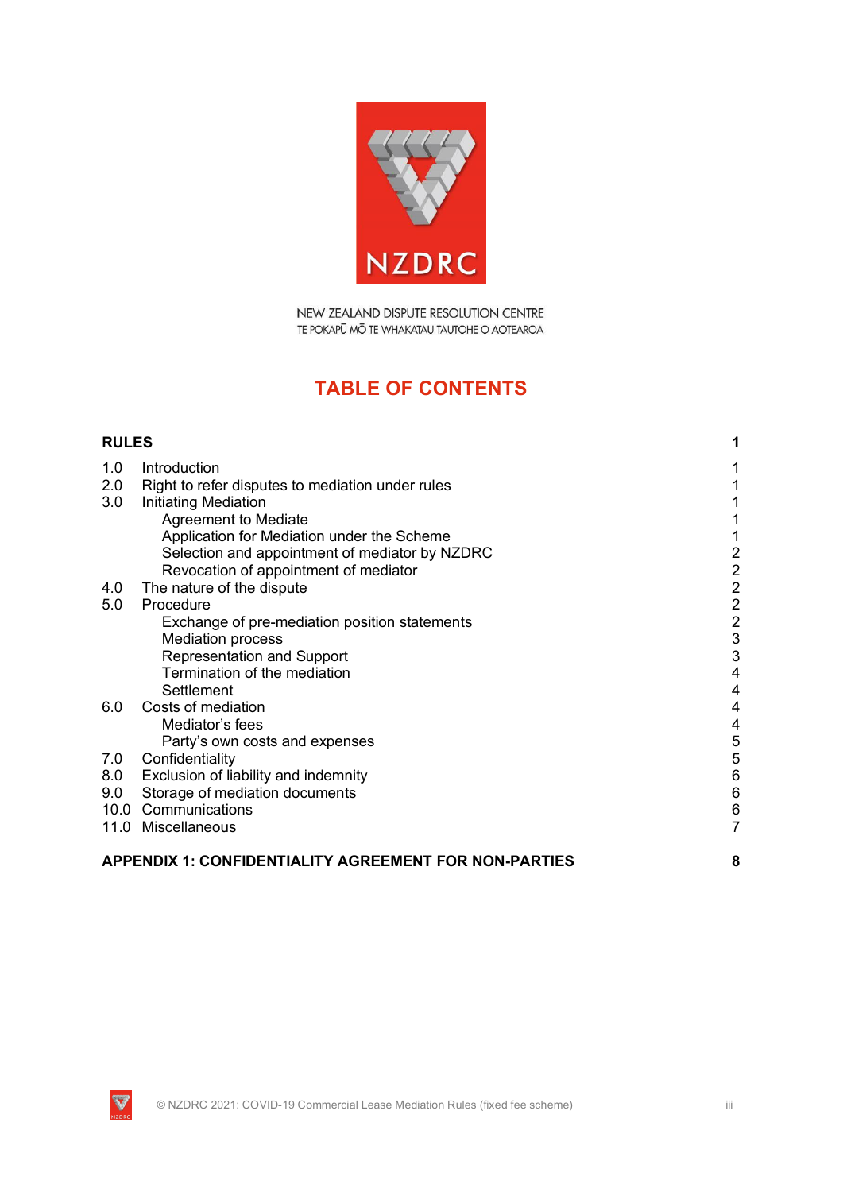NEW ZEALAND DISPUTE RESOLUTION CENTRE
TE POKAPŪ MŌ TE WHAKATAU TAUTOHE O AOTEAROA

# TABLE OF CONTENTS

| | | |
|---|---|---|
| **RULES** | | **1** |
| 1.0 | Introduction | 1 |
| 2.0 | Right to refer disputes to mediation under rules | 1 |
| 3.0 | Initiating Mediation | 1 |
| | Agreement to Mediate | 1 |
| | Application for Mediation under the Scheme | 1 |
| | Selection and appointment of mediator by NZDRC | 2 |
| | Revocation of appointment of mediator | 2 |
| 4.0 | The nature of the dispute | 2 |
| 5.0 | Procedure | 2 |
| | Exchange of pre-mediation position statements | 2 |
| | Mediation process | 3 |
| | Representation and Support | 3 |
| | Termination of the mediation | 4 |
| | Settlement | 4 |
| 6.0 | Costs of mediation | 4 |
| | Mediator's fees | 4 |
| | Party's own costs and expenses | 5 |
| 7.0 | Confidentiality | 5 |
| 8.0 | Exclusion of liability and indemnity | 6 |
| 9.0 | Storage of mediation documents | 6 |
| 10.0 | Communications | 6 |
| 11.0 | Miscellaneous | 7 |
| **APPENDIX 1: CONFIDENTIALITY AGREEMENT FOR NON-PARTIES** | | **8** |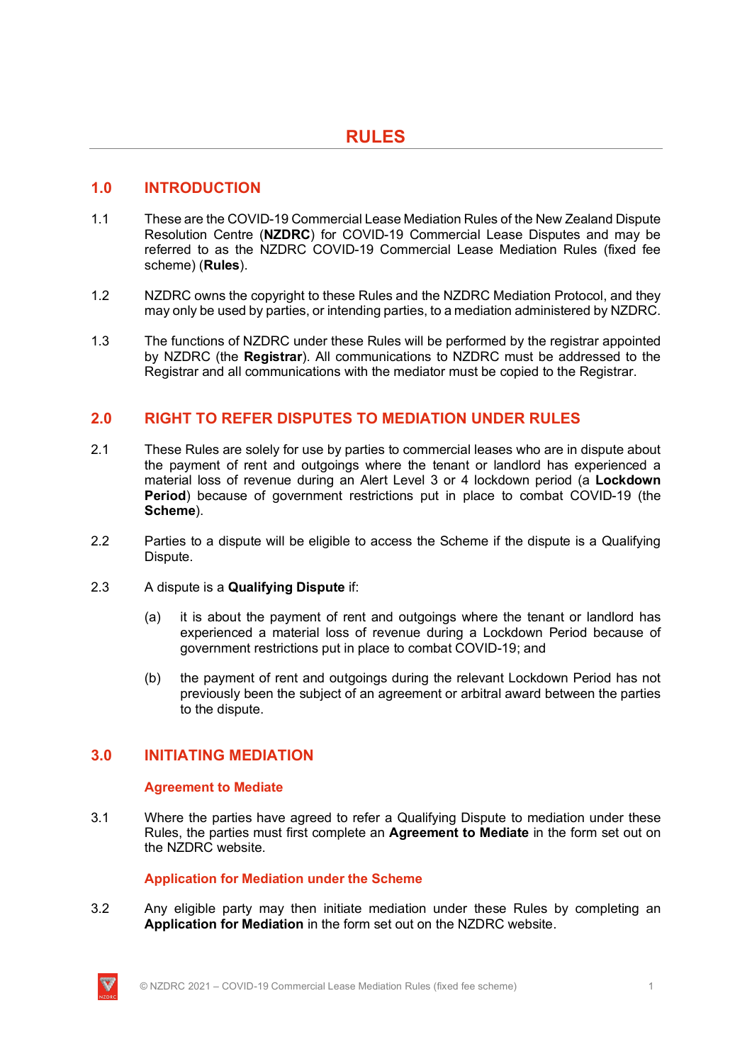# RULES

## 1.0 INTRODUCTION

1.1 These are the COVID-19 Commercial Lease Mediation Rules of the New Zealand Dispute Resolution Centre (**NZDRC**) for COVID-19 Commercial Lease Disputes and may be referred to as the NZDRC COVID-19 Commercial Lease Mediation Rules (fixed fee scheme) (**Rules**).

1.2 NZDRC owns the copyright to these Rules and the NZDRC Mediation Protocol, and they may only be used by parties, or intending parties, to a mediation administered by NZDRC.

1.3 The functions of NZDRC under these Rules will be performed by the registrar appointed by NZDRC (the **Registrar**). All communications to NZDRC must be addressed to the Registrar and all communications with the mediator must be copied to the Registrar.

## 2.0 RIGHT TO REFER DISPUTES TO MEDIATION UNDER RULES

2.1 These Rules are solely for use by parties to commercial leases who are in dispute about the payment of rent and outgoings where the tenant or landlord has experienced a material loss of revenue during an Alert Level 3 or 4 lockdown period (a **Lockdown Period**) because of government restrictions put in place to combat COVID-19 (the **Scheme**).

2.2 Parties to a dispute will be eligible to access the Scheme if the dispute is a Qualifying Dispute.

2.3 A dispute is a **Qualifying Dispute** if:

(a) it is about the payment of rent and outgoings where the tenant or landlord has experienced a material loss of revenue during a Lockdown Period because of government restrictions put in place to combat COVID-19; and

(b) the payment of rent and outgoings during the relevant Lockdown Period has not previously been the subject of an agreement or arbitral award between the parties to the dispute.

## 3.0 INITIATING MEDIATION

### Agreement to Mediate

3.1 Where the parties have agreed to refer a Qualifying Dispute to mediation under these Rules, the parties must first complete an **Agreement to Mediate** in the form set out on the NZDRC website.

### Application for Mediation under the Scheme

3.2 Any eligible party may then initiate mediation under these Rules by completing an **Application for Mediation** in the form set out on the NZDRC website.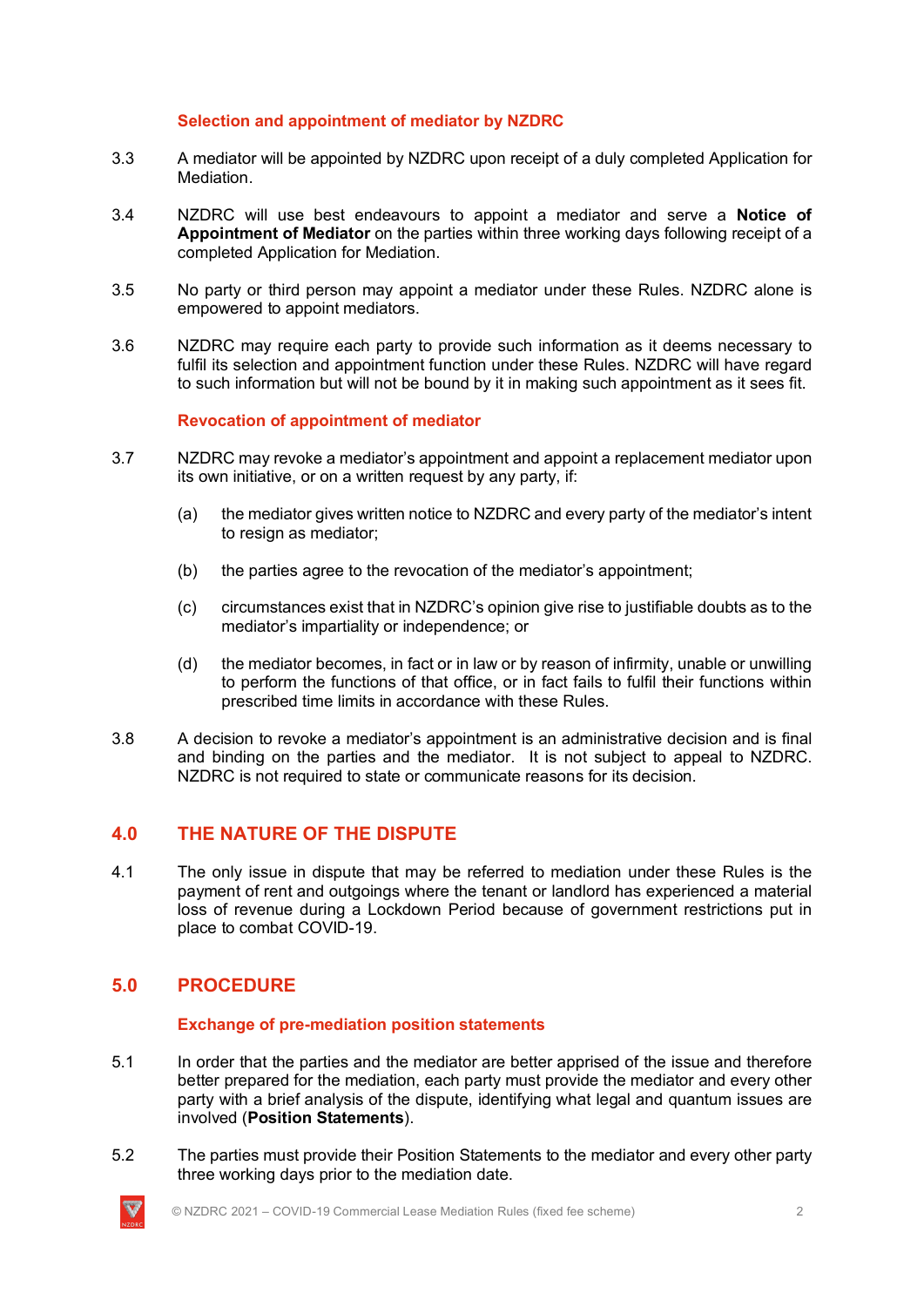### Selection and appointment of mediator by NZDRC

3.3 A mediator will be appointed by NZDRC upon receipt of a duly completed Application for Mediation.

3.4 NZDRC will use best endeavours to appoint a mediator and serve a **Notice of Appointment of Mediator** on the parties within three working days following receipt of a completed Application for Mediation.

3.5 No party or third person may appoint a mediator under these Rules. NZDRC alone is empowered to appoint mediators.

3.6 NZDRC may require each party to provide such information as it deems necessary to fulfil its selection and appointment function under these Rules. NZDRC will have regard to such information but will not be bound by it in making such appointment as it sees fit.

### Revocation of appointment of mediator

3.7 NZDRC may revoke a mediator's appointment and appoint a replacement mediator upon its own initiative, or on a written request by any party, if:

(a) the mediator gives written notice to NZDRC and every party of the mediator's intent to resign as mediator;

(b) the parties agree to the revocation of the mediator's appointment;

(c) circumstances exist that in NZDRC's opinion give rise to justifiable doubts as to the mediator's impartiality or independence; or

(d) the mediator becomes, in fact or in law or by reason of infirmity, unable or unwilling to perform the functions of that office, or in fact fails to fulfil their functions within prescribed time limits in accordance with these Rules.

3.8 A decision to revoke a mediator's appointment is an administrative decision and is final and binding on the parties and the mediator. It is not subject to appeal to NZDRC. NZDRC is not required to state or communicate reasons for its decision.

## 4.0 THE NATURE OF THE DISPUTE

4.1 The only issue in dispute that may be referred to mediation under these Rules is the payment of rent and outgoings where the tenant or landlord has experienced a material loss of revenue during a Lockdown Period because of government restrictions put in place to combat COVID-19.

## 5.0 PROCEDURE

### Exchange of pre-mediation position statements

5.1 In order that the parties and the mediator are better apprised of the issue and therefore better prepared for the mediation, each party must provide the mediator and every other party with a brief analysis of the dispute, identifying what legal and quantum issues are involved (**Position Statements**).

5.2 The parties must provide their Position Statements to the mediator and every other party three working days prior to the mediation date.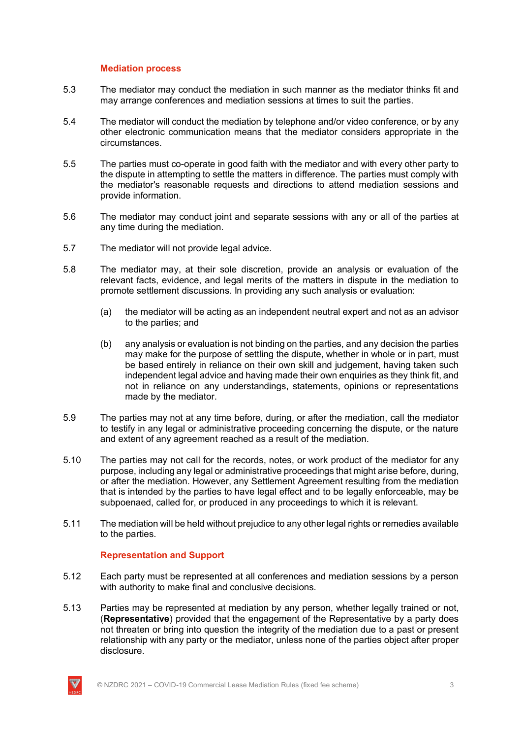### Mediation process

5.3 The mediator may conduct the mediation in such manner as the mediator thinks fit and may arrange conferences and mediation sessions at times to suit the parties.

5.4 The mediator will conduct the mediation by telephone and/or video conference, or by any other electronic communication means that the mediator considers appropriate in the circumstances.

5.5 The parties must co-operate in good faith with the mediator and with every other party to the dispute in attempting to settle the matters in difference. The parties must comply with the mediator's reasonable requests and directions to attend mediation sessions and provide information.

5.6 The mediator may conduct joint and separate sessions with any or all of the parties at any time during the mediation.

5.7 The mediator will not provide legal advice.

5.8 The mediator may, at their sole discretion, provide an analysis or evaluation of the relevant facts, evidence, and legal merits of the matters in dispute in the mediation to promote settlement discussions. In providing any such analysis or evaluation:

(a) the mediator will be acting as an independent neutral expert and not as an advisor to the parties; and

(b) any analysis or evaluation is not binding on the parties, and any decision the parties may make for the purpose of settling the dispute, whether in whole or in part, must be based entirely in reliance on their own skill and judgement, having taken such independent legal advice and having made their own enquiries as they think fit, and not in reliance on any understandings, statements, opinions or representations made by the mediator.

5.9 The parties may not at any time before, during, or after the mediation, call the mediator to testify in any legal or administrative proceeding concerning the dispute, or the nature and extent of any agreement reached as a result of the mediation.

5.10 The parties may not call for the records, notes, or work product of the mediator for any purpose, including any legal or administrative proceedings that might arise before, during, or after the mediation. However, any Settlement Agreement resulting from the mediation that is intended by the parties to have legal effect and to be legally enforceable, may be subpoenaed, called for, or produced in any proceedings to which it is relevant.

5.11 The mediation will be held without prejudice to any other legal rights or remedies available to the parties.

### Representation and Support

5.12 Each party must be represented at all conferences and mediation sessions by a person with authority to make final and conclusive decisions.

5.13 Parties may be represented at mediation by any person, whether legally trained or not, (**Representative**) provided that the engagement of the Representative by a party does not threaten or bring into question the integrity of the mediation due to a past or present relationship with any party or the mediator, unless none of the parties object after proper disclosure.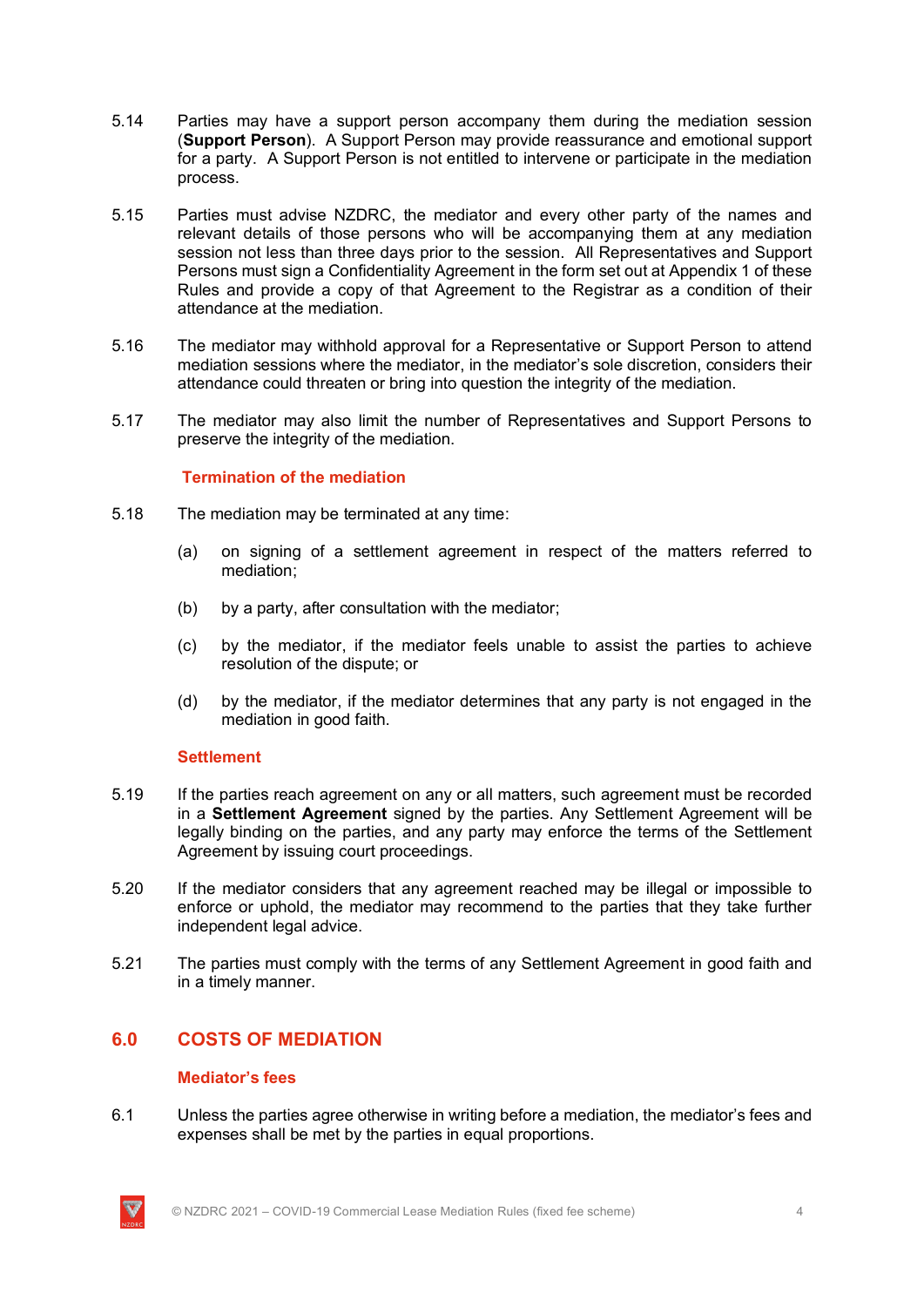5.14 Parties may have a support person accompany them during the mediation session (**Support Person**). A Support Person may provide reassurance and emotional support for a party. A Support Person is not entitled to intervene or participate in the mediation process.

5.15 Parties must advise NZDRC, the mediator and every other party of the names and relevant details of those persons who will be accompanying them at any mediation session not less than three days prior to the session. All Representatives and Support Persons must sign a Confidentiality Agreement in the form set out at Appendix 1 of these Rules and provide a copy of that Agreement to the Registrar as a condition of their attendance at the mediation.

5.16 The mediator may withhold approval for a Representative or Support Person to attend mediation sessions where the mediator, in the mediator's sole discretion, considers their attendance could threaten or bring into question the integrity of the mediation.

5.17 The mediator may also limit the number of Representatives and Support Persons to preserve the integrity of the mediation.

### Termination of the mediation

5.18 The mediation may be terminated at any time:

(a) on signing of a settlement agreement in respect of the matters referred to mediation;

(b) by a party, after consultation with the mediator;

(c) by the mediator, if the mediator feels unable to assist the parties to achieve resolution of the dispute; or

(d) by the mediator, if the mediator determines that any party is not engaged in the mediation in good faith.

### Settlement

5.19 If the parties reach agreement on any or all matters, such agreement must be recorded in a **Settlement Agreement** signed by the parties. Any Settlement Agreement will be legally binding on the parties, and any party may enforce the terms of the Settlement Agreement by issuing court proceedings.

5.20 If the mediator considers that any agreement reached may be illegal or impossible to enforce or uphold, the mediator may recommend to the parties that they take further independent legal advice.

5.21 The parties must comply with the terms of any Settlement Agreement in good faith and in a timely manner.

## 6.0 COSTS OF MEDIATION

### Mediator's fees

6.1 Unless the parties agree otherwise in writing before a mediation, the mediator's fees and expenses shall be met by the parties in equal proportions.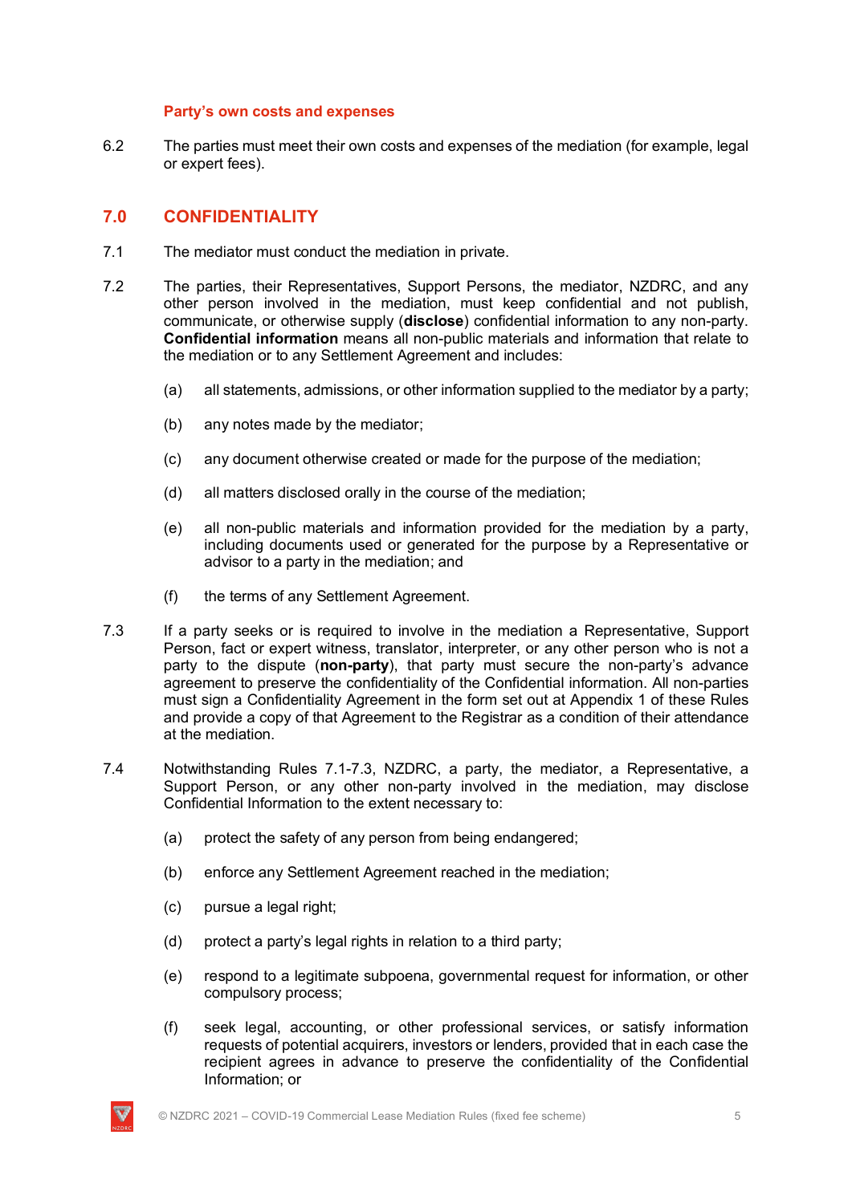### Party's own costs and expenses

6.2 The parties must meet their own costs and expenses of the mediation (for example, legal or expert fees).

## 7.0 CONFIDENTIALITY

7.1 The mediator must conduct the mediation in private.

7.2 The parties, their Representatives, Support Persons, the mediator, NZDRC, and any other person involved in the mediation, must keep confidential and not publish, communicate, or otherwise supply (**disclose**) confidential information to any non-party. **Confidential information** means all non-public materials and information that relate to the mediation or to any Settlement Agreement and includes:

(a) all statements, admissions, or other information supplied to the mediator by a party;

(b) any notes made by the mediator;

(c) any document otherwise created or made for the purpose of the mediation;

(d) all matters disclosed orally in the course of the mediation;

(e) all non-public materials and information provided for the mediation by a party, including documents used or generated for the purpose by a Representative or advisor to a party in the mediation; and

(f) the terms of any Settlement Agreement.

7.3 If a party seeks or is required to involve in the mediation a Representative, Support Person, fact or expert witness, translator, interpreter, or any other person who is not a party to the dispute (**non-party**), that party must secure the non-party's advance agreement to preserve the confidentiality of the Confidential information. All non-parties must sign a Confidentiality Agreement in the form set out at Appendix 1 of these Rules and provide a copy of that Agreement to the Registrar as a condition of their attendance at the mediation.

7.4 Notwithstanding Rules 7.1-7.3, NZDRC, a party, the mediator, a Representative, a Support Person, or any other non-party involved in the mediation, may disclose Confidential Information to the extent necessary to:

(a) protect the safety of any person from being endangered;

(b) enforce any Settlement Agreement reached in the mediation;

(c) pursue a legal right;

(d) protect a party's legal rights in relation to a third party;

(e) respond to a legitimate subpoena, governmental request for information, or other compulsory process;

(f) seek legal, accounting, or other professional services, or satisfy information requests of potential acquirers, investors or lenders, provided that in each case the recipient agrees in advance to preserve the confidentiality of the Confidential Information; or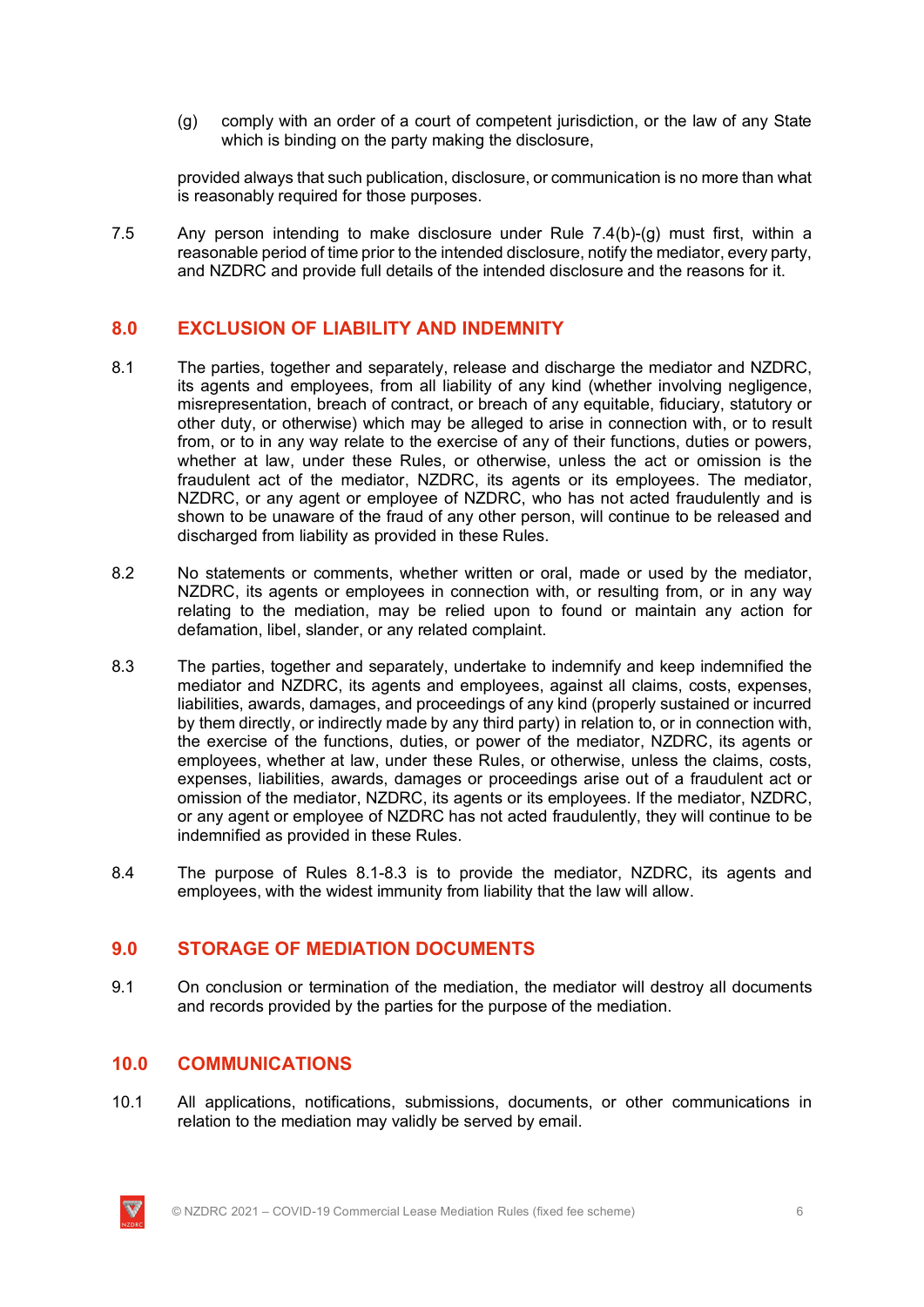(g) comply with an order of a court of competent jurisdiction, or the law of any State which is binding on the party making the disclosure,

provided always that such publication, disclosure, or communication is no more than what is reasonably required for those purposes.

7.5 Any person intending to make disclosure under Rule 7.4(b)-(g) must first, within a reasonable period of time prior to the intended disclosure, notify the mediator, every party, and NZDRC and provide full details of the intended disclosure and the reasons for it.

## 8.0 EXCLUSION OF LIABILITY AND INDEMNITY

8.1 The parties, together and separately, release and discharge the mediator and NZDRC, its agents and employees, from all liability of any kind (whether involving negligence, misrepresentation, breach of contract, or breach of any equitable, fiduciary, statutory or other duty, or otherwise) which may be alleged to arise in connection with, or to result from, or to in any way relate to the exercise of any of their functions, duties or powers, whether at law, under these Rules, or otherwise, unless the act or omission is the fraudulent act of the mediator, NZDRC, its agents or its employees. The mediator, NZDRC, or any agent or employee of NZDRC, who has not acted fraudulently and is shown to be unaware of the fraud of any other person, will continue to be released and discharged from liability as provided in these Rules.

8.2 No statements or comments, whether written or oral, made or used by the mediator, NZDRC, its agents or employees in connection with, or resulting from, or in any way relating to the mediation, may be relied upon to found or maintain any action for defamation, libel, slander, or any related complaint.

8.3 The parties, together and separately, undertake to indemnify and keep indemnified the mediator and NZDRC, its agents and employees, against all claims, costs, expenses, liabilities, awards, damages, and proceedings of any kind (properly sustained or incurred by them directly, or indirectly made by any third party) in relation to, or in connection with, the exercise of the functions, duties, or power of the mediator, NZDRC, its agents or employees, whether at law, under these Rules, or otherwise, unless the claims, costs, expenses, liabilities, awards, damages or proceedings arise out of a fraudulent act or omission of the mediator, NZDRC, its agents or its employees. If the mediator, NZDRC, or any agent or employee of NZDRC has not acted fraudulently, they will continue to be indemnified as provided in these Rules.

8.4 The purpose of Rules 8.1-8.3 is to provide the mediator, NZDRC, its agents and employees, with the widest immunity from liability that the law will allow.

## 9.0 STORAGE OF MEDIATION DOCUMENTS

9.1 On conclusion or termination of the mediation, the mediator will destroy all documents and records provided by the parties for the purpose of the mediation.

## 10.0 COMMUNICATIONS

10.1 All applications, notifications, submissions, documents, or other communications in relation to the mediation may validly be served by email.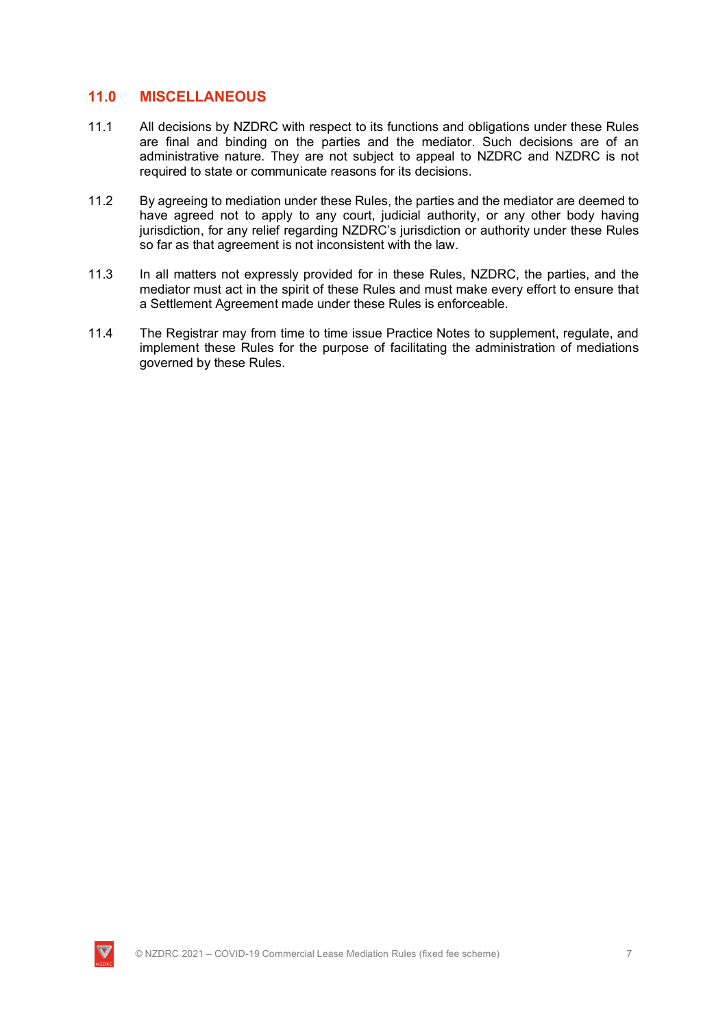## 11.0 MISCELLANEOUS

11.1 All decisions by NZDRC with respect to its functions and obligations under these Rules are final and binding on the parties and the mediator. Such decisions are of an administrative nature. They are not subject to appeal to NZDRC and NZDRC is not required to state or communicate reasons for its decisions.

11.2 By agreeing to mediation under these Rules, the parties and the mediator are deemed to have agreed not to apply to any court, judicial authority, or any other body having jurisdiction, for any relief regarding NZDRC's jurisdiction or authority under these Rules so far as that agreement is not inconsistent with the law.

11.3 In all matters not expressly provided for in these Rules, NZDRC, the parties, and the mediator must act in the spirit of these Rules and must make every effort to ensure that a Settlement Agreement made under these Rules is enforceable.

11.4 The Registrar may from time to time issue Practice Notes to supplement, regulate, and implement these Rules for the purpose of facilitating the administration of mediations governed by these Rules.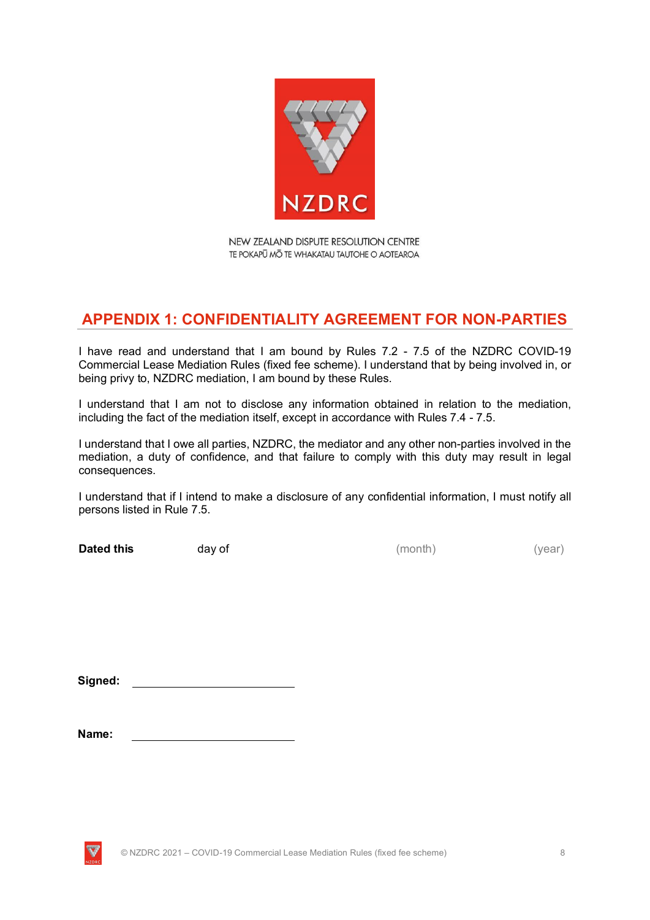NZDRC

NEW ZEALAND DISPUTE RESOLUTION CENTRE
TE POKAPŪ MŌ TE WHAKATAU TAUTOHE O AOTEAROA

## APPENDIX 1: CONFIDENTIALITY AGREEMENT FOR NON-PARTIES

I have read and understand that I am bound by Rules 7.2 - 7.5 of the NZDRC COVID-19 Commercial Lease Mediation Rules (fixed fee scheme). I understand that by being involved in, or being privy to, NZDRC mediation, I am bound by these Rules.

I understand that I am not to disclose any information obtained in relation to the mediation, including the fact of the mediation itself, except in accordance with Rules 7.4 - 7.5.

I understand that I owe all parties, NZDRC, the mediator and any other non-parties involved in the mediation, a duty of confidence, and that failure to comply with this duty may result in legal consequences.

I understand that if I intend to make a disclosure of any confidential information, I must notify all persons listed in Rule 7.5.

**Dated this** day of (month) (year)

**Signed:** ____________________

**Name:** ____________________